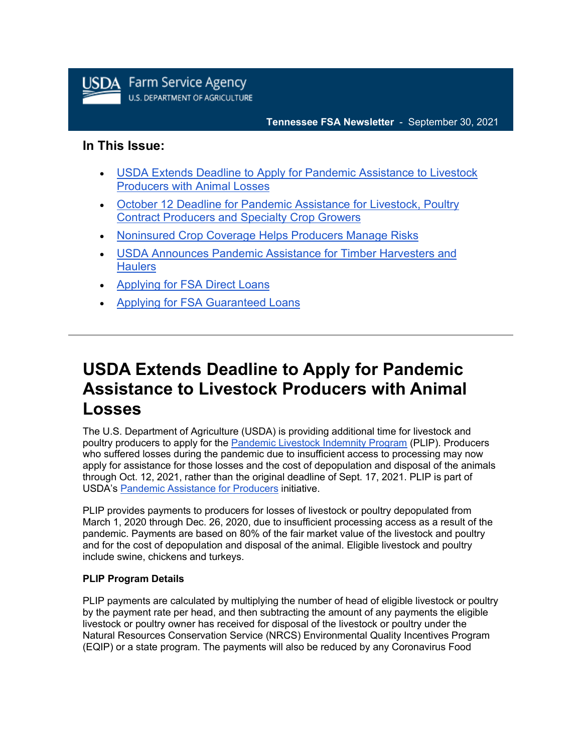USDA Farm Service Agency
U.S. DEPARTMENT OF AGRICULTURE

**Tennessee FSA Newsletter** - September 30, 2021

## In This Issue:

- USDA Extends Deadline to Apply for Pandemic Assistance to Livestock Producers with Animal Losses
- October 12 Deadline for Pandemic Assistance for Livestock, Poultry Contract Producers and Specialty Crop Growers
- Noninsured Crop Coverage Helps Producers Manage Risks
- USDA Announces Pandemic Assistance for Timber Harvesters and Haulers
- Applying for FSA Direct Loans
- Applying for FSA Guaranteed Loans

---

# USDA Extends Deadline to Apply for Pandemic Assistance to Livestock Producers with Animal Losses

The U.S. Department of Agriculture (USDA) is providing additional time for livestock and poultry producers to apply for the Pandemic Livestock Indemnity Program (PLIP). Producers who suffered losses during the pandemic due to insufficient access to processing may now apply for assistance for those losses and the cost of depopulation and disposal of the animals through Oct. 12, 2021, rather than the original deadline of Sept. 17, 2021. PLIP is part of USDA's Pandemic Assistance for Producers initiative.

PLIP provides payments to producers for losses of livestock or poultry depopulated from March 1, 2020 through Dec. 26, 2020, due to insufficient processing access as a result of the pandemic. Payments are based on 80% of the fair market value of the livestock and poultry and for the cost of depopulation and disposal of the animal. Eligible livestock and poultry include swine, chickens and turkeys.

**PLIP Program Details**

PLIP payments are calculated by multiplying the number of head of eligible livestock or poultry by the payment rate per head, and then subtracting the amount of any payments the eligible livestock or poultry owner has received for disposal of the livestock or poultry under the Natural Resources Conservation Service (NRCS) Environmental Quality Incentives Program (EQIP) or a state program. The payments will also be reduced by any Coronavirus Food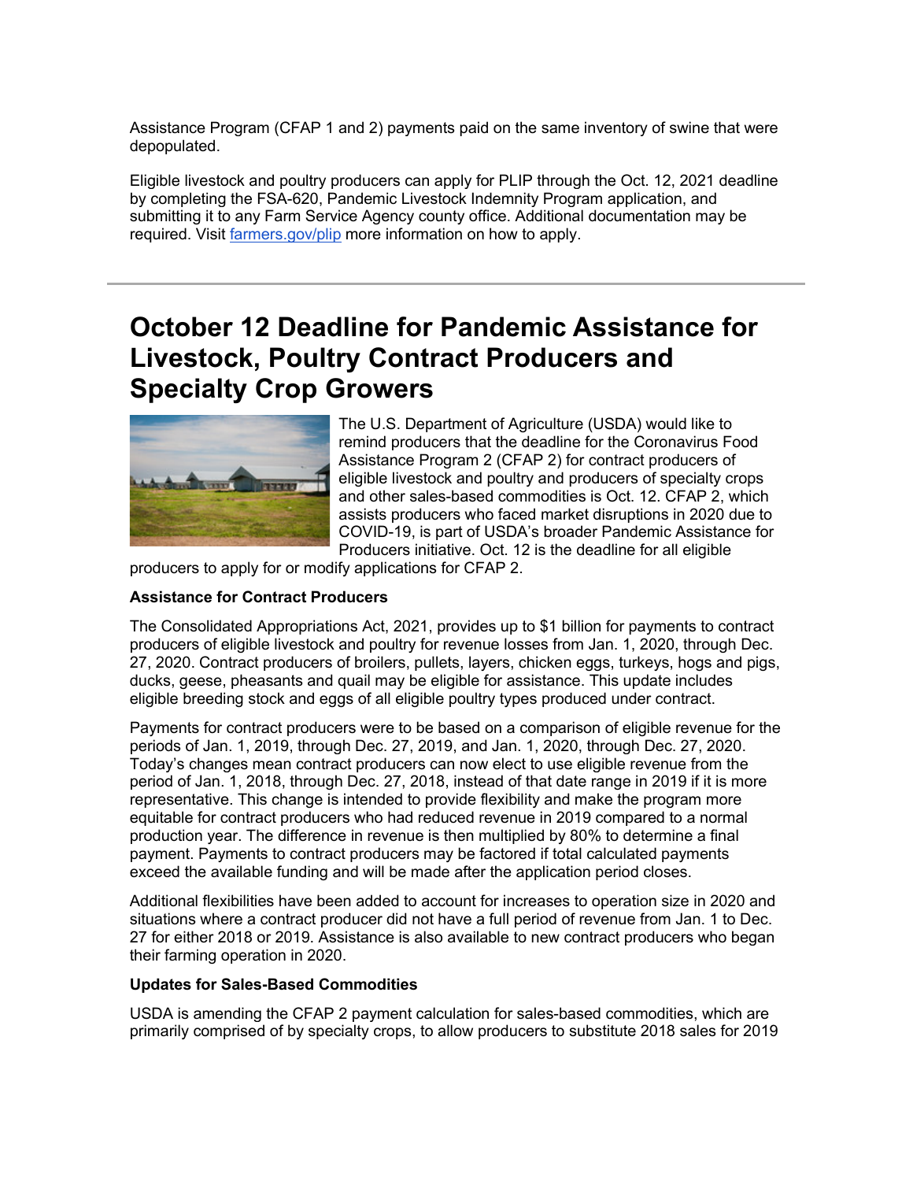Assistance Program (CFAP 1 and 2) payments paid on the same inventory of swine that were depopulated.

Eligible livestock and poultry producers can apply for PLIP through the Oct. 12, 2021 deadline by completing the FSA-620, Pandemic Livestock Indemnity Program application, and submitting it to any Farm Service Agency county office. Additional documentation may be required. Visit [farmers.gov/plip](farmers.gov/plip) more information on how to apply.

---

# October 12 Deadline for Pandemic Assistance for Livestock, Poultry Contract Producers and Specialty Crop Growers

The U.S. Department of Agriculture (USDA) would like to remind producers that the deadline for the Coronavirus Food Assistance Program 2 (CFAP 2) for contract producers of eligible livestock and poultry and producers of specialty crops and other sales-based commodities is Oct. 12. CFAP 2, which assists producers who faced market disruptions in 2020 due to COVID-19, is part of USDA's broader Pandemic Assistance for Producers initiative. Oct. 12 is the deadline for all eligible producers to apply for or modify applications for CFAP 2.

**Assistance for Contract Producers**

The Consolidated Appropriations Act, 2021, provides up to $1 billion for payments to contract producers of eligible livestock and poultry for revenue losses from Jan. 1, 2020, through Dec. 27, 2020. Contract producers of broilers, pullets, layers, chicken eggs, turkeys, hogs and pigs, ducks, geese, pheasants and quail may be eligible for assistance. This update includes eligible breeding stock and eggs of all eligible poultry types produced under contract.

Payments for contract producers were to be based on a comparison of eligible revenue for the periods of Jan. 1, 2019, through Dec. 27, 2019, and Jan. 1, 2020, through Dec. 27, 2020. Today's changes mean contract producers can now elect to use eligible revenue from the period of Jan. 1, 2018, through Dec. 27, 2018, instead of that date range in 2019 if it is more representative. This change is intended to provide flexibility and make the program more equitable for contract producers who had reduced revenue in 2019 compared to a normal production year. The difference in revenue is then multiplied by 80% to determine a final payment. Payments to contract producers may be factored if total calculated payments exceed the available funding and will be made after the application period closes.

Additional flexibilities have been added to account for increases to operation size in 2020 and situations where a contract producer did not have a full period of revenue from Jan. 1 to Dec. 27 for either 2018 or 2019. Assistance is also available to new contract producers who began their farming operation in 2020.

**Updates for Sales-Based Commodities**

USDA is amending the CFAP 2 payment calculation for sales-based commodities, which are primarily comprised of by specialty crops, to allow producers to substitute 2018 sales for 2019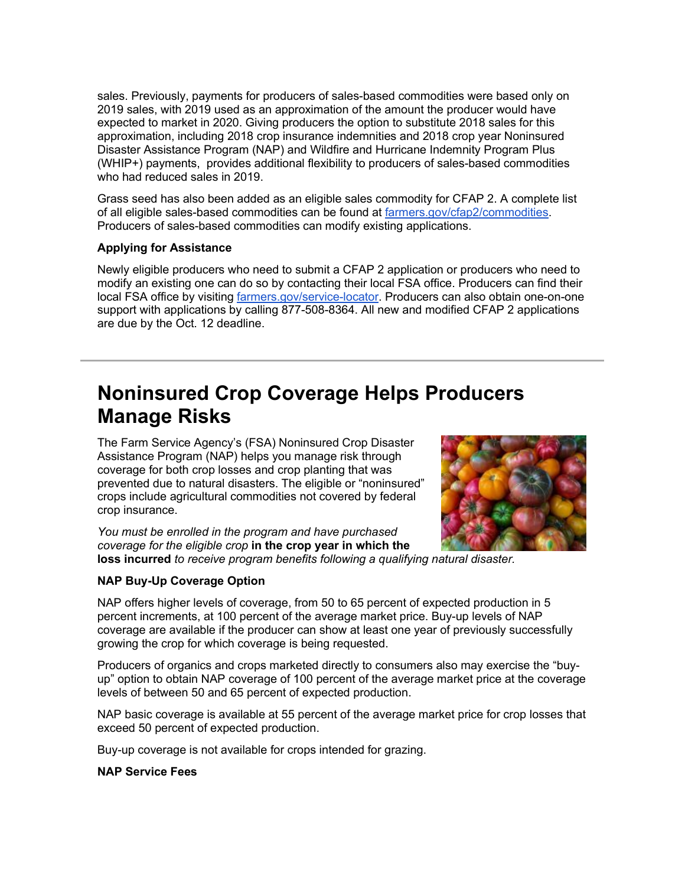sales. Previously, payments for producers of sales-based commodities were based only on 2019 sales, with 2019 used as an approximation of the amount the producer would have expected to market in 2020. Giving producers the option to substitute 2018 sales for this approximation, including 2018 crop insurance indemnities and 2018 crop year Noninsured Disaster Assistance Program (NAP) and Wildfire and Hurricane Indemnity Program Plus (WHIP+) payments, provides additional flexibility to producers of sales-based commodities who had reduced sales in 2019.

Grass seed has also been added as an eligible sales commodity for CFAP 2. A complete list of all eligible sales-based commodities can be found at [farmers.gov/cfap2/commodities](farmers.gov/cfap2/commodities). Producers of sales-based commodities can modify existing applications.

**Applying for Assistance**

Newly eligible producers who need to submit a CFAP 2 application or producers who need to modify an existing one can do so by contacting their local FSA office. Producers can find their local FSA office by visiting [farmers.gov/service-locator](farmers.gov/service-locator). Producers can also obtain one-on-one support with applications by calling 877-508-8364. All new and modified CFAP 2 applications are due by the Oct. 12 deadline.

---

# Noninsured Crop Coverage Helps Producers Manage Risks

The Farm Service Agency's (FSA) Noninsured Crop Disaster Assistance Program (NAP) helps you manage risk through coverage for both crop losses and crop planting that was prevented due to natural disasters. The eligible or "noninsured" crops include agricultural commodities not covered by federal crop insurance.

*You must be enrolled in the program and have purchased coverage for the eligible crop* **in the crop year in which the loss incurred** *to receive program benefits following a qualifying natural disaster.*

**NAP Buy-Up Coverage Option**

NAP offers higher levels of coverage, from 50 to 65 percent of expected production in 5 percent increments, at 100 percent of the average market price. Buy-up levels of NAP coverage are available if the producer can show at least one year of previously successfully growing the crop for which coverage is being requested.

Producers of organics and crops marketed directly to consumers also may exercise the "buy-up" option to obtain NAP coverage of 100 percent of the average market price at the coverage levels of between 50 and 65 percent of expected production.

NAP basic coverage is available at 55 percent of the average market price for crop losses that exceed 50 percent of expected production.

Buy-up coverage is not available for crops intended for grazing.

**NAP Service Fees**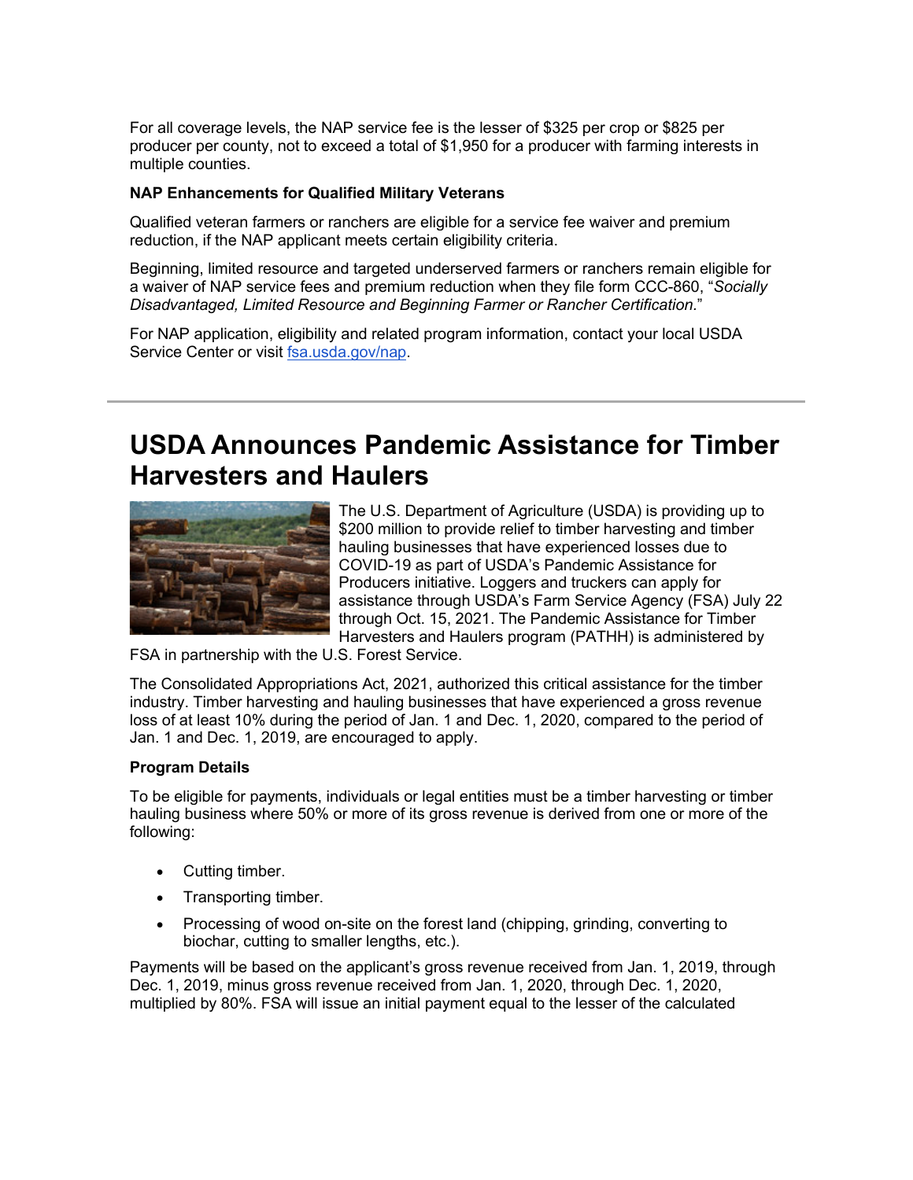For all coverage levels, the NAP service fee is the lesser of $325 per crop or $825 per producer per county, not to exceed a total of $1,950 for a producer with farming interests in multiple counties.

**NAP Enhancements for Qualified Military Veterans**

Qualified veteran farmers or ranchers are eligible for a service fee waiver and premium reduction, if the NAP applicant meets certain eligibility criteria.

Beginning, limited resource and targeted underserved farmers or ranchers remain eligible for a waiver of NAP service fees and premium reduction when they file form CCC-860, "*Socially Disadvantaged, Limited Resource and Beginning Farmer or Rancher Certification.*"

For NAP application, eligibility and related program information, contact your local USDA Service Center or visit [fsa.usda.gov/nap](fsa.usda.gov/nap).

---

# USDA Announces Pandemic Assistance for Timber Harvesters and Haulers

The U.S. Department of Agriculture (USDA) is providing up to $200 million to provide relief to timber harvesting and timber hauling businesses that have experienced losses due to COVID-19 as part of USDA's Pandemic Assistance for Producers initiative. Loggers and truckers can apply for assistance through USDA's Farm Service Agency (FSA) July 22 through Oct. 15, 2021. The Pandemic Assistance for Timber Harvesters and Haulers program (PATHH) is administered by FSA in partnership with the U.S. Forest Service.

The Consolidated Appropriations Act, 2021, authorized this critical assistance for the timber industry. Timber harvesting and hauling businesses that have experienced a gross revenue loss of at least 10% during the period of Jan. 1 and Dec. 1, 2020, compared to the period of Jan. 1 and Dec. 1, 2019, are encouraged to apply.

**Program Details**

To be eligible for payments, individuals or legal entities must be a timber harvesting or timber hauling business where 50% or more of its gross revenue is derived from one or more of the following:

- Cutting timber.
- Transporting timber.
- Processing of wood on-site on the forest land (chipping, grinding, converting to biochar, cutting to smaller lengths, etc.).

Payments will be based on the applicant's gross revenue received from Jan. 1, 2019, through Dec. 1, 2019, minus gross revenue received from Jan. 1, 2020, through Dec. 1, 2020, multiplied by 80%. FSA will issue an initial payment equal to the lesser of the calculated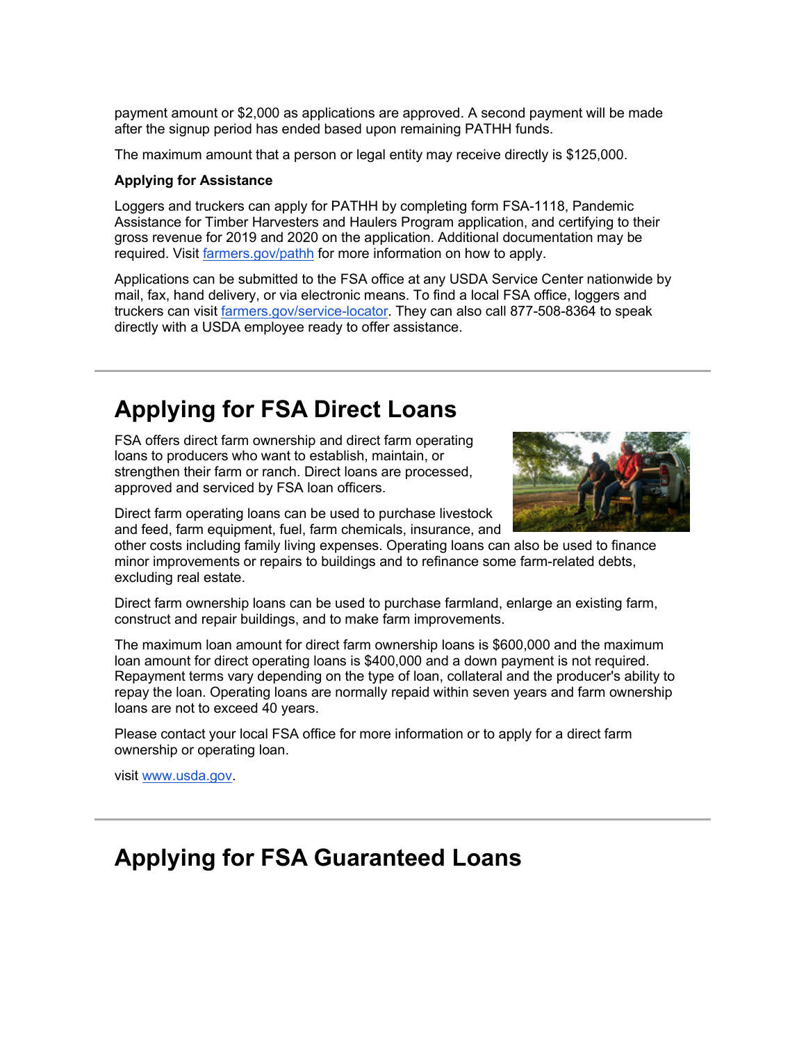payment amount or $2,000 as applications are approved. A second payment will be made after the signup period has ended based upon remaining PATHH funds.

The maximum amount that a person or legal entity may receive directly is $125,000.

**Applying for Assistance**

Loggers and truckers can apply for PATHH by completing form FSA-1118, Pandemic Assistance for Timber Harvesters and Haulers Program application, and certifying to their gross revenue for 2019 and 2020 on the application. Additional documentation may be required. Visit [farmers.gov/pathh](farmers.gov/pathh) for more information on how to apply.

Applications can be submitted to the FSA office at any USDA Service Center nationwide by mail, fax, hand delivery, or via electronic means. To find a local FSA office, loggers and truckers can visit [farmers.gov/service-locator](farmers.gov/service-locator). They can also call 877-508-8364 to speak directly with a USDA employee ready to offer assistance.

---

# Applying for FSA Direct Loans

FSA offers direct farm ownership and direct farm operating loans to producers who want to establish, maintain, or strengthen their farm or ranch. Direct loans are processed, approved and serviced by FSA loan officers.

Direct farm operating loans can be used to purchase livestock and feed, farm equipment, fuel, farm chemicals, insurance, and other costs including family living expenses. Operating loans can also be used to finance minor improvements or repairs to buildings and to refinance some farm-related debts, excluding real estate.

Direct farm ownership loans can be used to purchase farmland, enlarge an existing farm, construct and repair buildings, and to make farm improvements.

The maximum loan amount for direct farm ownership loans is $600,000 and the maximum loan amount for direct operating loans is $400,000 and a down payment is not required. Repayment terms vary depending on the type of loan, collateral and the producer's ability to repay the loan. Operating loans are normally repaid within seven years and farm ownership loans are not to exceed 40 years.

Please contact your local FSA office for more information or to apply for a direct farm ownership or operating loan.

visit [www.usda.gov](www.usda.gov).

---

# Applying for FSA Guaranteed Loans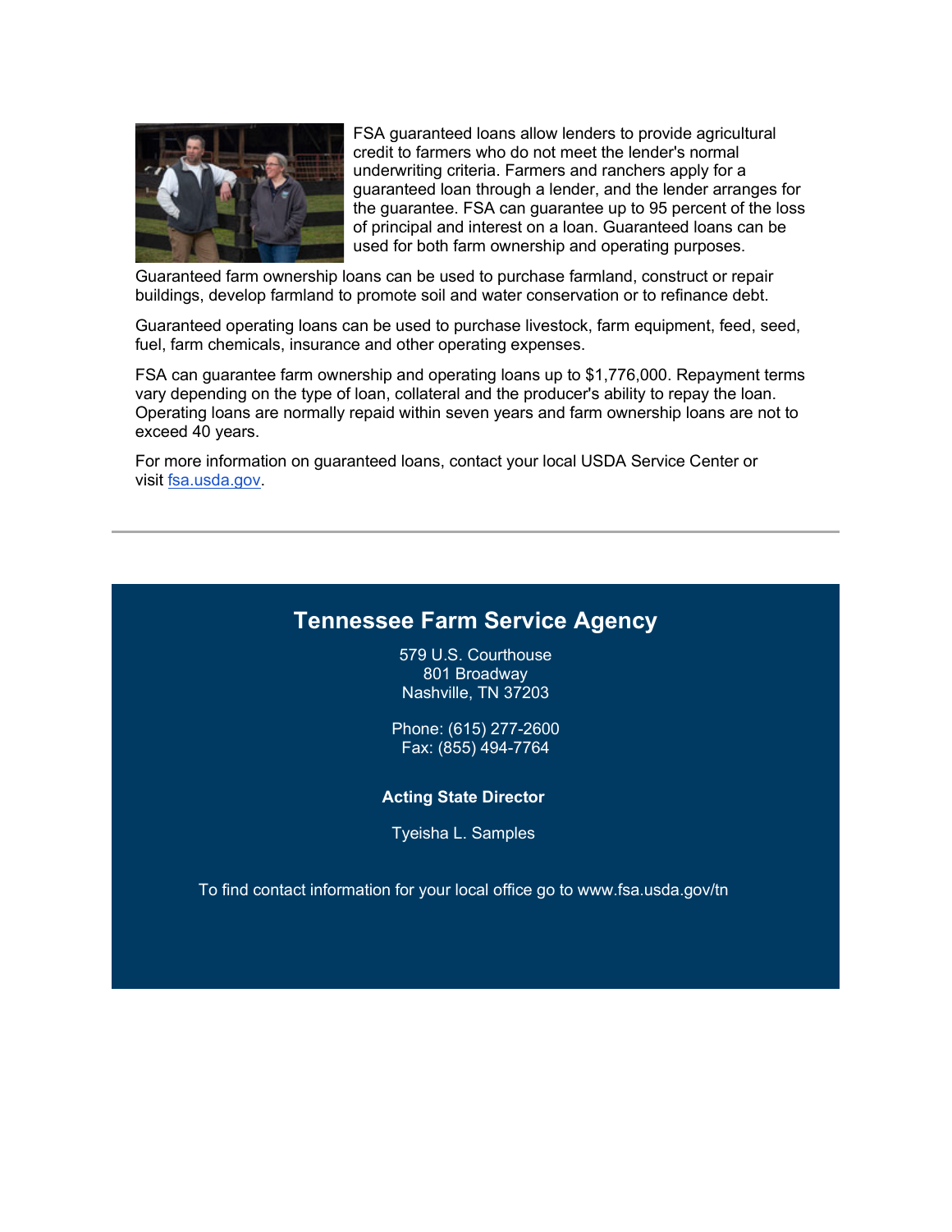FSA guaranteed loans allow lenders to provide agricultural credit to farmers who do not meet the lender's normal underwriting criteria. Farmers and ranchers apply for a guaranteed loan through a lender, and the lender arranges for the guarantee. FSA can guarantee up to 95 percent of the loss of principal and interest on a loan. Guaranteed loans can be used for both farm ownership and operating purposes.

Guaranteed farm ownership loans can be used to purchase farmland, construct or repair buildings, develop farmland to promote soil and water conservation or to refinance debt.

Guaranteed operating loans can be used to purchase livestock, farm equipment, feed, seed, fuel, farm chemicals, insurance and other operating expenses.

FSA can guarantee farm ownership and operating loans up to $1,776,000. Repayment terms vary depending on the type of loan, collateral and the producer's ability to repay the loan. Operating loans are normally repaid within seven years and farm ownership loans are not to exceed 40 years.

For more information on guaranteed loans, contact your local USDA Service Center or visit [fsa.usda.gov](https://fsa.usda.gov).

---

## Tennessee Farm Service Agency

579 U.S. Courthouse
801 Broadway
Nashville, TN 37203

Phone: (615) 277-2600
Fax: (855) 494-7764

**Acting State Director**

Tyeisha L. Samples

To find contact information for your local office go to www.fsa.usda.gov/tn